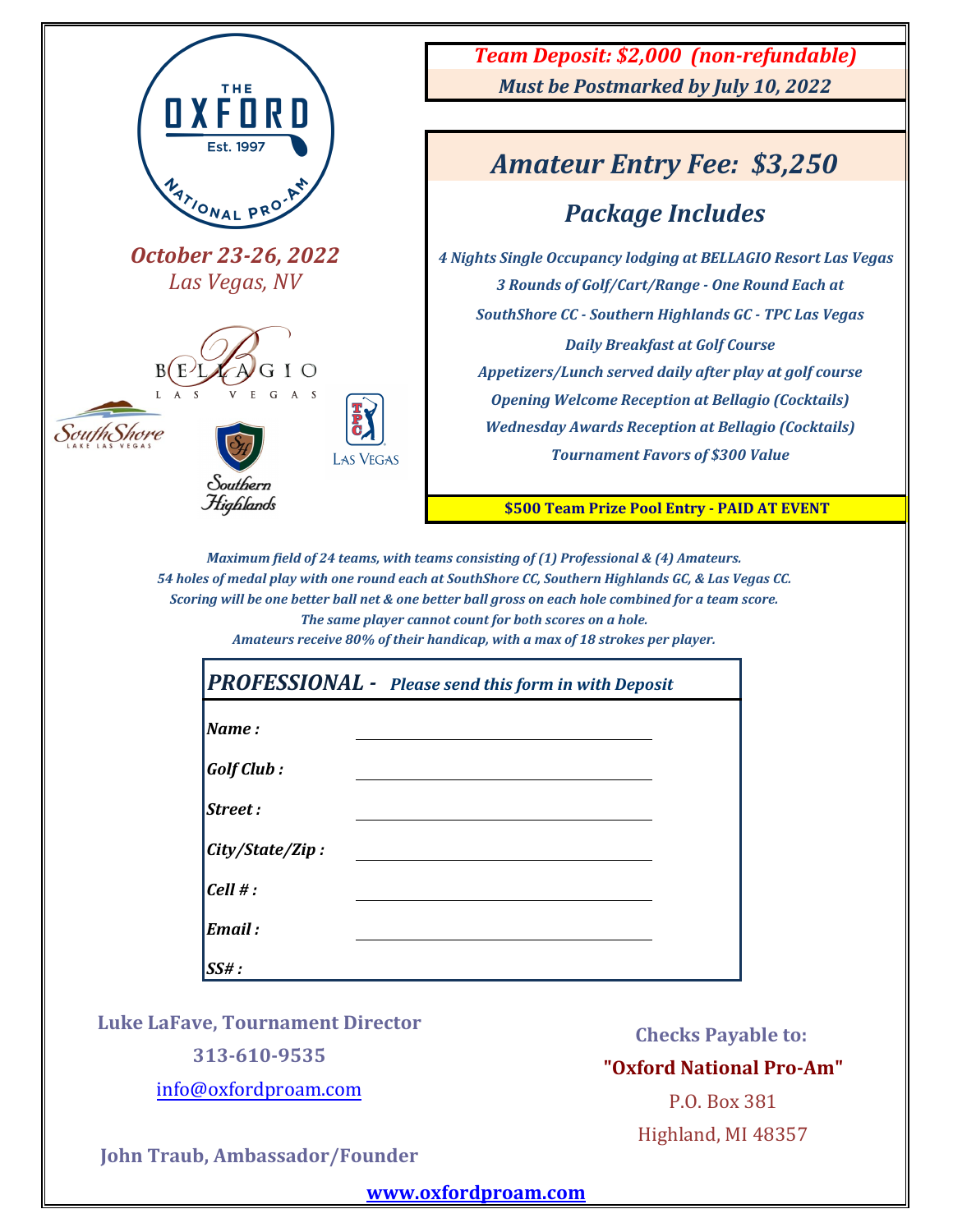# THE OXFORD NATIONAL PRO-AM

Est. 1997

***October 23-26, 2022***
*Las Vegas, NV*

BELLAGIO LAS VEGAS

SouthShore LAKE LAS VEGAS

Southern Highlands

TPC LAS VEGAS

***Team Deposit: $2,000 (non-refundable)***
***Must be Postmarked by July 10, 2022***

## *Amateur Entry Fee: $3,250*

### *Package Includes*

*4 Nights Single Occupancy lodging at BELLAGIO Resort Las Vegas*
*3 Rounds of Golf/Cart/Range - One Round Each at*
*SouthShore CC - Southern Highlands GC - TPC Las Vegas*
*Daily Breakfast at Golf Course*
*Appetizers/Lunch served daily after play at golf course*
*Opening Welcome Reception at Bellagio (Cocktails)*
*Wednesday Awards Reception at Bellagio (Cocktails)*
*Tournament Favors of $300 Value*

**$500 Team Prize Pool Entry - PAID AT EVENT**

*Maximum field of 24 teams, with teams consisting of (1) Professional & (4) Amateurs.*
*54 holes of medal play with one round each at SouthShore CC, Southern Highlands GC, & Las Vegas CC.*
*Scoring will be one better ball net & one better ball gross on each hole combined for a team score.*
*The same player cannot count for both scores on a hole.*
*Amateurs receive 80% of their handicap, with a max of 18 strokes per player.*

***PROFESSIONAL - Please send this form in with Deposit***

*Name :* ______________________

*Golf Club :* ______________________

*Street :* ______________________

*City/State/Zip :* ______________________

*Cell # :* ______________________

*Email :* ______________________

*SS# :*

**Luke LaFave, Tournament Director**
**313-610-9535**
info@oxfordproam.com

**John Traub, Ambassador/Founder**

**Checks Payable to:**
**"Oxford National Pro-Am"**
P.O. Box 381
Highland, MI 48357

**www.oxfordproam.com**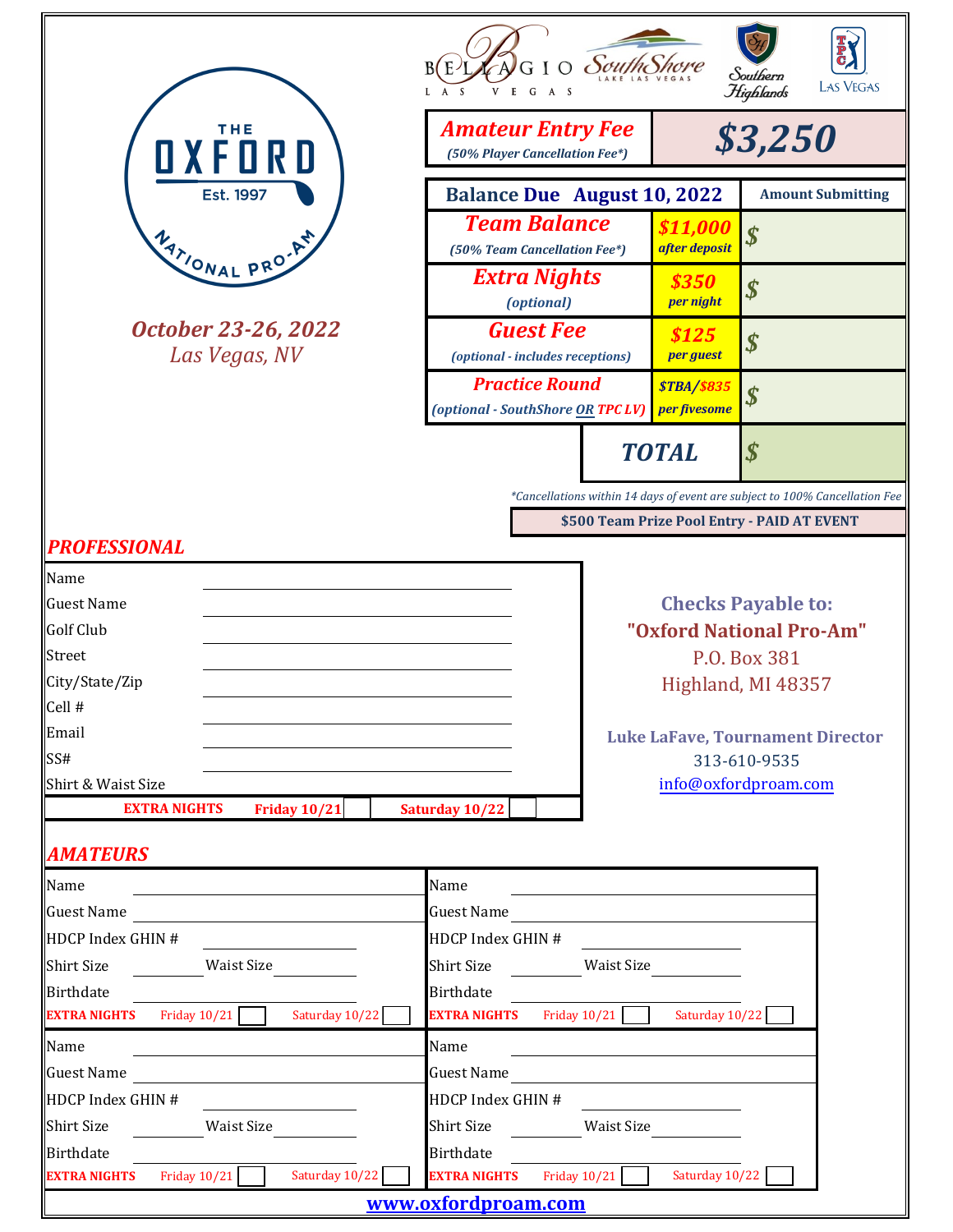BELLAGIO LAS VEGAS · SouthShore LAKE LAS VEGAS · Southern Highlands · TPC LAS VEGAS

# THE OXFORD NATIONAL PRO-AM

Est. 1997

*October 23-26, 2022*
*Las Vegas, NV*

| | |
|---|---|
| ***Amateur Entry Fee*** *(50% Player Cancellation Fee\*)* | ***$3,250*** |

| Balance Due August 10, 2022 | | Amount Submitting |
|---|---|---|
| ***Team Balance*** *(50% Team Cancellation Fee\*)* | ***$11,000*** *after deposit* | $ |
| ***Extra Nights*** *(optional)* | ***$350*** *per night* | $ |
| ***Guest Fee*** *(optional - includes receptions)* | ***$125*** *per guest* | $ |
| ***Practice Round*** *(optional - SouthShore OR TPC LV)* | ***$TBA/$835*** *per fivesome* | $ |
| | ***TOTAL*** | $ |

*\*Cancellations within 14 days of event are subject to 100% Cancellation Fee*

**$500 Team Prize Pool Entry - PAID AT EVENT**

## *PROFESSIONAL*

Name ______________________
Guest Name ______________________
Golf Club ______________________
Street ______________________
City/State/Zip ______________________
Cell # ______________________
Email ______________________
SS# ______________________
Shirt & Waist Size ______________________

**EXTRA NIGHTS** **Friday 10/21** ☐ **Saturday 10/22** ☐

**Checks Payable to:**
**"Oxford National Pro-Am"**
P.O. Box 381
Highland, MI 48357

**Luke LaFave, Tournament Director**
313-610-9535
info@oxfordproam.com

## *AMATEURS*

Name ______________________
Guest Name ______________________
HDCP Index GHIN # ______________________
Shirt Size __________ Waist Size __________
Birthdate ______________________
**EXTRA NIGHTS** Friday 10/21 ☐ Saturday 10/22 ☐

Name ______________________
Guest Name ______________________
HDCP Index GHIN # ______________________
Shirt Size __________ Waist Size __________
Birthdate ______________________
**EXTRA NIGHTS** Friday 10/21 ☐ Saturday 10/22 ☐

Name ______________________
Guest Name ______________________
HDCP Index GHIN # ______________________
Shirt Size __________ Waist Size __________
Birthdate ______________________
**EXTRA NIGHTS** Friday 10/21 ☐ Saturday 10/22 ☐

Name ______________________
Guest Name ______________________
HDCP Index GHIN # ______________________
Shirt Size __________ Waist Size __________
Birthdate ______________________
**EXTRA NIGHTS** Friday 10/21 ☐ Saturday 10/22 ☐

**www.oxfordproam.com**